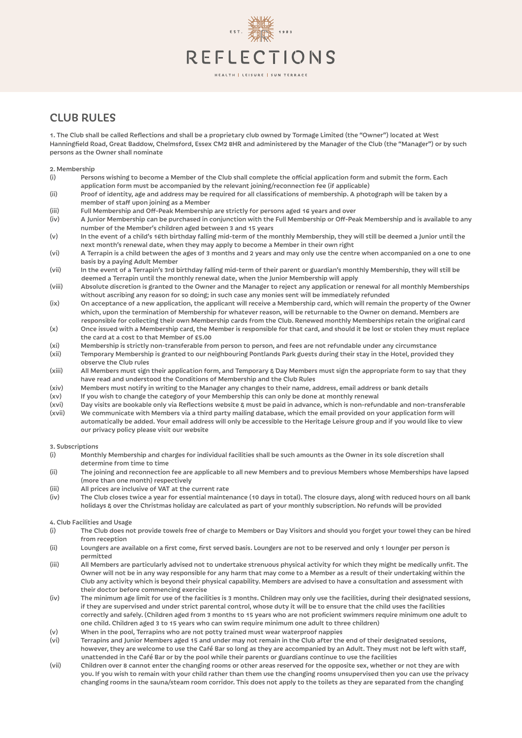EST. 1983

# REFLECTIONS

HEALTH | LEISURE | SUN TERRACE

## CLUB RULES

**1. The Club shall be called Reflections and shall be a proprietary club owned by Tormage Limited (the "Owner") located at West Hanningfield Road, Great Baddow, Chelmsford, Essex CM2 8HR and administered by the Manager of the Club (the "Manager") or by such persons as the Owner shall nominate**

**2. Membership**

(i) Persons wishing to become a Member of the Club shall complete the official application form and submit the form. Each application form must be accompanied by the relevant joining/reconnection fee (if applicable)

(ii) Proof of identity, age and address may be required for all classifications of membership. A photograph will be taken by a member of staff upon joining as a Member

(iii) Full Membership and Off-Peak Membership are strictly for persons aged 16 years and over

(iv) A Junior Membership can be purchased in conjunction with the Full Membership or Off-Peak Membership and is available to any number of the Member's children aged between 3 and 15 years

(v) In the event of a child's 16th birthday falling mid-term of the monthly Membership, they will still be deemed a Junior until the next month's renewal date, when they may apply to become a Member in their own right

(vi) A Terrapin is a child between the ages of 3 months and 2 years and may only use the centre when accompanied on a one to one basis by a paying Adult Member

(vii) In the event of a Terrapin's 3rd birthday falling mid-term of their parent or guardian's monthly Membership, they will still be deemed a Terrapin until the monthly renewal date, when the Junior Membership will apply

(viii) Absolute discretion is granted to the Owner and the Manager to reject any application or renewal for all monthly Memberships without ascribing any reason for so doing; in such case any monies sent will be immediately refunded

(ix) On acceptance of a new application, the applicant will receive a Membership card, which will remain the property of the Owner which, upon the termination of Membership for whatever reason, will be returnable to the Owner on demand. Members are responsible for collecting their own Membership cards from the Club. Renewed monthly Memberships retain the original card

(x) Once issued with a Membership card, the Member is responsible for that card, and should it be lost or stolen they must replace the card at a cost to that Member of £5.00

(xi) Membership is strictly non-transferable from person to person, and fees are not refundable under any circumstance

(xii) Temporary Membership is granted to our neighbouring Pontlands Park guests during their stay in the Hotel, provided they observe the Club rules

(xiii) All Members must sign their application form, and Temporary & Day Members must sign the appropriate form to say that they have read and understood the Conditions of Membership and the Club Rules

(xiv) Members must notify in writing to the Manager any changes to their name, address, email address or bank details

(xv) If you wish to change the category of your Membership this can only be done at monthly renewal

(xvi) Day visits are bookable only via Reflections website & must be paid in advance, which is non-refundable and non-transferable

(xvii) We communicate with Members via a third party mailing database, which the email provided on your application form will automatically be added. Your email address will only be accessible to the Heritage Leisure group and if you would like to view our privacy policy please visit our website

**3. Subscriptions**

(i) Monthly Membership and charges for individual facilities shall be such amounts as the Owner in its sole discretion shall determine from time to time

(ii) The joining and reconnection fee are applicable to all new Members and to previous Members whose Memberships have lapsed (more than one month) respectively

(iii) All prices are inclusive of VAT at the current rate

(iv) The Club closes twice a year for essential maintenance (10 days in total). The closure days, along with reduced hours on all bank holidays & over the Christmas holiday are calculated as part of your monthly subscription. No refunds will be provided

**4. Club Facilities and Usage**

(i) The Club does not provide towels free of charge to Members or Day Visitors and should you forget your towel they can be hired from reception

(ii) Loungers are available on a first come, first served basis. Loungers are not to be reserved and only 1 lounger per person is permitted

(iii) All Members are particularly advised not to undertake strenuous physical activity for which they might be medically unfit. The Owner will not be in any way responsible for any harm that may come to a Member as a result of their undertaking within the Club any activity which is beyond their physical capability. Members are advised to have a consultation and assessment with their doctor before commencing exercise

(iv) The minimum age limit for use of the facilities is 3 months. Children may only use the facilities, during their designated sessions, if they are supervised and under strict parental control, whose duty it will be to ensure that the child uses the facilities correctly and safely. (Children aged from 3 months to 15 years who are not proficient swimmers require minimum one adult to one child. Children aged 3 to 15 years who can swim require minimum one adult to three children)

(v) When in the pool, Terrapins who are not potty trained must wear waterproof nappies

(vi) Terrapins and Junior Members aged 15 and under may not remain in the Club after the end of their designated sessions, however, they are welcome to use the Café Bar so long as they are accompanied by an Adult. They must not be left with staff, unattended in the Café Bar or by the pool while their parents or guardians continue to use the facilities

(vii) Children over 8 cannot enter the changing rooms or other areas reserved for the opposite sex, whether or not they are with you. If you wish to remain with your child rather than them use the changing rooms unsupervised then you can use the privacy changing rooms in the sauna/steam room corridor. This does not apply to the toilets as they are separated from the changing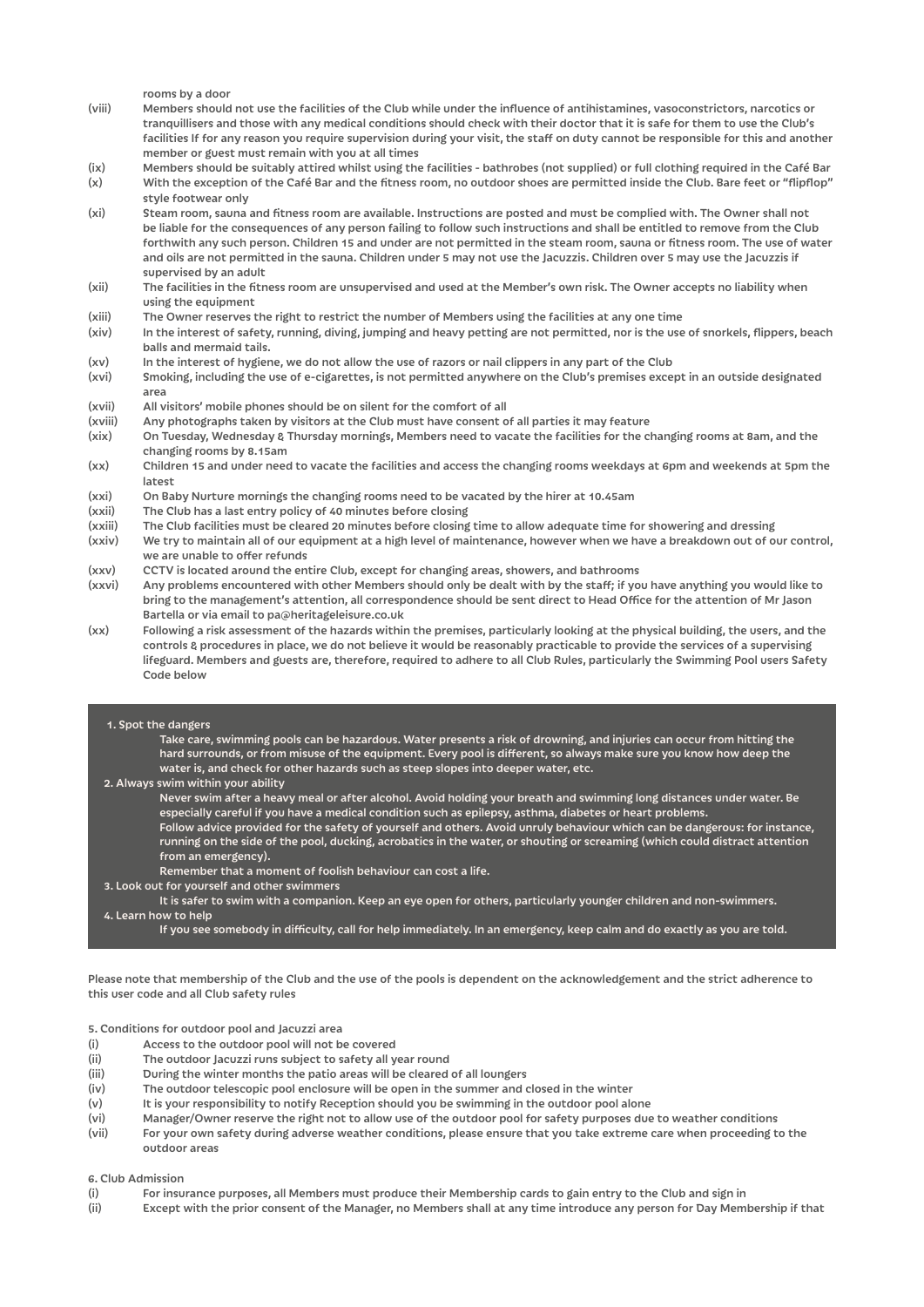rooms by a door

(viii) Members should not use the facilities of the Club while under the influence of antihistamines, vasoconstrictors, narcotics or tranquillisers and those with any medical conditions should check with their doctor that it is safe for them to use the Club's facilities If for any reason you require supervision during your visit, the staff on duty cannot be responsible for this and another member or guest must remain with you at all times

(ix) Members should be suitably attired whilst using the facilities - bathrobes (not supplied) or full clothing required in the Café Bar

(x) With the exception of the Café Bar and the fitness room, no outdoor shoes are permitted inside the Club. Bare feet or "flipflop" style footwear only

(xi) Steam room, sauna and fitness room are available. Instructions are posted and must be complied with. The Owner shall not be liable for the consequences of any person failing to follow such instructions and shall be entitled to remove from the Club forthwith any such person. Children 15 and under are not permitted in the steam room, sauna or fitness room. The use of water and oils are not permitted in the sauna. Children under 5 may not use the Jacuzzis. Children over 5 may use the Jacuzzis if supervised by an adult

(xii) The facilities in the fitness room are unsupervised and used at the Member's own risk. The Owner accepts no liability when using the equipment

(xiii) The Owner reserves the right to restrict the number of Members using the facilities at any one time

(xiv) In the interest of safety, running, diving, jumping and heavy petting are not permitted, nor is the use of snorkels, flippers, beach balls and mermaid tails.

(xv) In the interest of hygiene, we do not allow the use of razors or nail clippers in any part of the Club

(xvi) Smoking, including the use of e-cigarettes, is not permitted anywhere on the Club's premises except in an outside designated area

(xvii) All visitors' mobile phones should be on silent for the comfort of all

(xviii) Any photographs taken by visitors at the Club must have consent of all parties it may feature

(xix) On Tuesday, Wednesday & Thursday mornings, Members need to vacate the facilities for the changing rooms at 8am, and the changing rooms by 8.15am

(xx) Children 15 and under need to vacate the facilities and access the changing rooms weekdays at 6pm and weekends at 5pm the latest

(xxi) On Baby Nurture mornings the changing rooms need to be vacated by the hirer at 10.45am

(xxii) The Club has a last entry policy of 40 minutes before closing

(xxiii) The Club facilities must be cleared 20 minutes before closing time to allow adequate time for showering and dressing

(xxiv) We try to maintain all of our equipment at a high level of maintenance, however when we have a breakdown out of our control, we are unable to offer refunds

(xxv) CCTV is located around the entire Club, except for changing areas, showers, and bathrooms

(xxvi) Any problems encountered with other Members should only be dealt with by the staff; if you have anything you would like to bring to the management's attention, all correspondence should be sent direct to Head Office for the attention of Mr Jason Bartella or via email to pa@heritageleisure.co.uk

(xx) Following a risk assessment of the hazards within the premises, particularly looking at the physical building, the users, and the controls & procedures in place, we do not believe it would be reasonably practicable to provide the services of a supervising lifeguard. Members and guests are, therefore, required to adhere to all Club Rules, particularly the Swimming Pool users Safety Code below

1. Spot the dangers

   Take care, swimming pools can be hazardous. Water presents a risk of drowning, and injuries can occur from hitting the hard surrounds, or from misuse of the equipment. Every pool is different, so always make sure you know how deep the water is, and check for other hazards such as steep slopes into deeper water, etc.

2. Always swim within your ability

   Never swim after a heavy meal or after alcohol. Avoid holding your breath and swimming long distances under water. Be especially careful if you have a medical condition such as epilepsy, asthma, diabetes or heart problems.

   Follow advice provided for the safety of yourself and others. Avoid unruly behaviour which can be dangerous: for instance, running on the side of the pool, ducking, acrobatics in the water, or shouting or screaming (which could distract attention from an emergency).

   Remember that a moment of foolish behaviour can cost a life.

3. Look out for yourself and other swimmers

   It is safer to swim with a companion. Keep an eye open for others, particularly younger children and non-swimmers.

4. Learn how to help

   If you see somebody in difficulty, call for help immediately. In an emergency, keep calm and do exactly as you are told.

Please note that membership of the Club and the use of the pools is dependent on the acknowledgement and the strict adherence to this user code and all Club safety rules

5. Conditions for outdoor pool and Jacuzzi area

(i) Access to the outdoor pool will not be covered

(ii) The outdoor Jacuzzi runs subject to safety all year round

(iii) During the winter months the patio areas will be cleared of all loungers

(iv) The outdoor telescopic pool enclosure will be open in the summer and closed in the winter

(v) It is your responsibility to notify Reception should you be swimming in the outdoor pool alone

(vi) Manager/Owner reserve the right not to allow use of the outdoor pool for safety purposes due to weather conditions

(vii) For your own safety during adverse weather conditions, please ensure that you take extreme care when proceeding to the outdoor areas

6. Club Admission

(i) For insurance purposes, all Members must produce their Membership cards to gain entry to the Club and sign in

(ii) Except with the prior consent of the Manager, no Members shall at any time introduce any person for Day Membership if that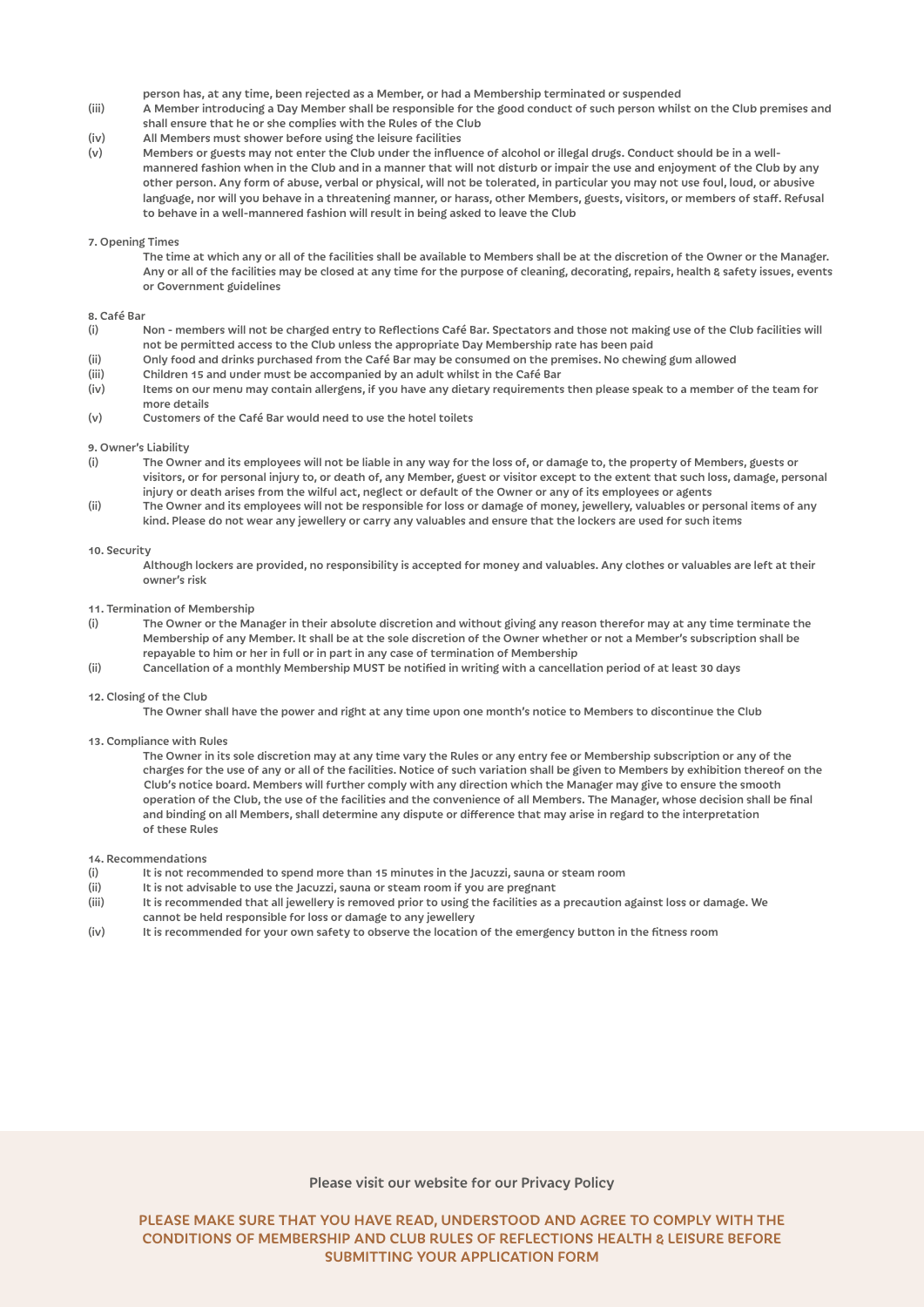person has, at any time, been rejected as a Member, or had a Membership terminated or suspended

(iii) A Member introducing a Day Member shall be responsible for the good conduct of such person whilst on the Club premises and shall ensure that he or she complies with the Rules of the Club

(iv) All Members must shower before using the leisure facilities

(v) Members or guests may not enter the Club under the influence of alcohol or illegal drugs. Conduct should be in a well-mannered fashion when in the Club and in a manner that will not disturb or impair the use and enjoyment of the Club by any other person. Any form of abuse, verbal or physical, will not be tolerated, in particular you may not use foul, loud, or abusive language, nor will you behave in a threatening manner, or harass, other Members, guests, visitors, or members of staff. Refusal to behave in a well-mannered fashion will result in being asked to leave the Club

### 7. Opening Times

The time at which any or all of the facilities shall be available to Members shall be at the discretion of the Owner or the Manager. Any or all of the facilities may be closed at any time for the purpose of cleaning, decorating, repairs, health & safety issues, events or Government guidelines

### 8. Café Bar

(i) Non - members will not be charged entry to Reflections Café Bar. Spectators and those not making use of the Club facilities will not be permitted access to the Club unless the appropriate Day Membership rate has been paid

(ii) Only food and drinks purchased from the Café Bar may be consumed on the premises. No chewing gum allowed

(iii) Children 15 and under must be accompanied by an adult whilst in the Café Bar

(iv) Items on our menu may contain allergens, if you have any dietary requirements then please speak to a member of the team for more details

(v) Customers of the Café Bar would need to use the hotel toilets

### 9. Owner's Liability

(i) The Owner and its employees will not be liable in any way for the loss of, or damage to, the property of Members, guests or visitors, or for personal injury to, or death of, any Member, guest or visitor except to the extent that such loss, damage, personal injury or death arises from the wilful act, neglect or default of the Owner or any of its employees or agents

(ii) The Owner and its employees will not be responsible for loss or damage of money, jewellery, valuables or personal items of any kind. Please do not wear any jewellery or carry any valuables and ensure that the lockers are used for such items

### 10. Security

Although lockers are provided, no responsibility is accepted for money and valuables. Any clothes or valuables are left at their owner's risk

### 11. Termination of Membership

(i) The Owner or the Manager in their absolute discretion and without giving any reason therefor may at any time terminate the Membership of any Member. It shall be at the sole discretion of the Owner whether or not a Member's subscription shall be repayable to him or her in full or in part in any case of termination of Membership

(ii) Cancellation of a monthly Membership MUST be notified in writing with a cancellation period of at least 30 days

### 12. Closing of the Club

The Owner shall have the power and right at any time upon one month's notice to Members to discontinue the Club

### 13. Compliance with Rules

The Owner in its sole discretion may at any time vary the Rules or any entry fee or Membership subscription or any of the charges for the use of any or all of the facilities. Notice of such variation shall be given to Members by exhibition thereof on the Club's notice board. Members will further comply with any direction which the Manager may give to ensure the smooth operation of the Club, the use of the facilities and the convenience of all Members. The Manager, whose decision shall be final and binding on all Members, shall determine any dispute or difference that may arise in regard to the interpretation of these Rules

### 14. Recommendations

(i) It is not recommended to spend more than 15 minutes in the Jacuzzi, sauna or steam room

(ii) It is not advisable to use the Jacuzzi, sauna or steam room if you are pregnant

(iii) It is recommended that all jewellery is removed prior to using the facilities as a precaution against loss or damage. We cannot be held responsible for loss or damage to any jewellery

(iv) It is recommended for your own safety to observe the location of the emergency button in the fitness room

Please visit our website for our Privacy Policy

**PLEASE MAKE SURE THAT YOU HAVE READ, UNDERSTOOD AND AGREE TO COMPLY WITH THE CONDITIONS OF MEMBERSHIP AND CLUB RULES OF REFLECTIONS HEALTH & LEISURE BEFORE SUBMITTING YOUR APPLICATION FORM**